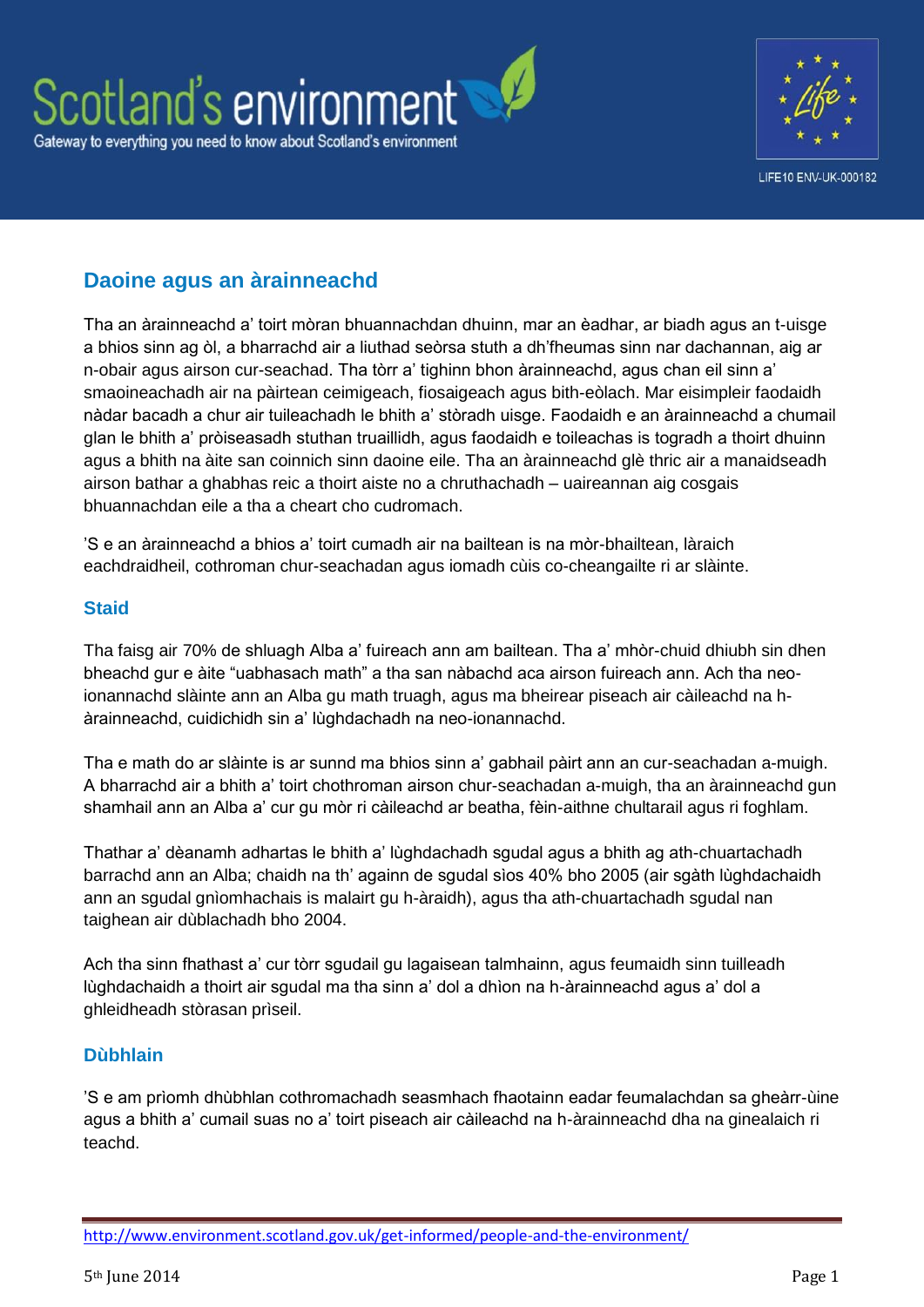Scotland's environment

Gateway to everything you need to know about Scotland's environment

LIFE10 ENV-UK-000182

## Daoine agus an àrainneachd

Tha an àrainneachd a' toirt mòran bhuannachdan dhuinn, mar an èadhar, ar biadh agus an t-uisge a bhios sinn ag òl, a bharrachd air a liuthad seòrsa stuth a dh'fheumas sinn nar dachannan, aig ar n-obair agus airson cur-seachad. Tha tòrr a' tighinn bhon àrainneachd, agus chan eil sinn a' smaoineachadh air na pàirtean ceimigeach, fiosaigeach agus bith-eòlach. Mar eisimpleir faodaidh nàdar bacadh a chur air tuileachadh le bhith a' stòradh uisge. Faodaidh e an àrainneachd a chumail glan le bhith a' pròiseasadh stuthan truaillidh, agus faodaidh e toileachas is togradh a thoirt dhuinn agus a bhith na àite san coinnich sinn daoine eile. Tha an àrainneachd glè thric air a manaidseadh airson bathar a ghabhas reic a thoirt aiste no a chruthachadh – uaireannan aig cosgais bhuannachdan eile a tha a cheart cho cudromach.

'S e an àrainneachd a bhios a' toirt cumadh air na bailtean is na mòr-bhailtean, làraich eachdraidheil, cothroman chur-seachadan agus iomadh cùis co-cheangailte ri ar slàinte.

### Staid

Tha faisg air 70% de shluagh Alba a' fuireach ann am bailtean. Tha a' mhòr-chuid dhiubh sin dhen bheachd gur e àite "uabhasach math" a tha san nàbachd aca airson fuireach ann. Ach tha neo-ionannachd slàinte ann an Alba gu math truagh, agus ma bheirear piseach air càileachd na h-àrainneachd, cuidichidh sin a' lùghdachadh na neo-ionannachd.

Tha e math do ar slàinte is ar sunnd ma bhios sinn a' gabhail pàirt ann an cur-seachadan a-muigh. A bharrachd air a bhith a' toirt chothroman airson chur-seachadan a-muigh, tha an àrainneachd gun shamhail ann an Alba a' cur gu mòr ri càileachd ar beatha, fèin-aithne chultarail agus ri foghlam.

Thathar a' dèanamh adhartas le bhith a' lùghdachadh sgudal agus a bhith ag ath-chuartachadh barrachd ann an Alba; chaidh na th' againn de sgudal sìos 40% bho 2005 (air sgàth lùghdachaidh ann an sgudal gnìomhachais is malairt gu h-àraidh), agus tha ath-chuartachadh sgudal nan taighean air dùblachadh bho 2004.

Ach tha sinn fhathast a' cur tòrr sgudail gu lagaisean talmhainn, agus feumaidh sinn tuilleadh lùghdachaidh a thoirt air sgudal ma tha sinn a' dol a dhìon na h-àrainneachd agus a' dol a ghleidheadh stòrasan prìseil.

### Dùbhlain

'S e am prìomh dhùbhlan cothromachadh seasmhach fhaotainn eadar feumalachdan sa gheàrr-ùine agus a bhith a' cumail suas no a' toirt piseach air càileachd na h-àrainneachd dha na ginealaich ri teachd.

http://www.environment.scotland.gov.uk/get-informed/people-and-the-environment/

5th June 2014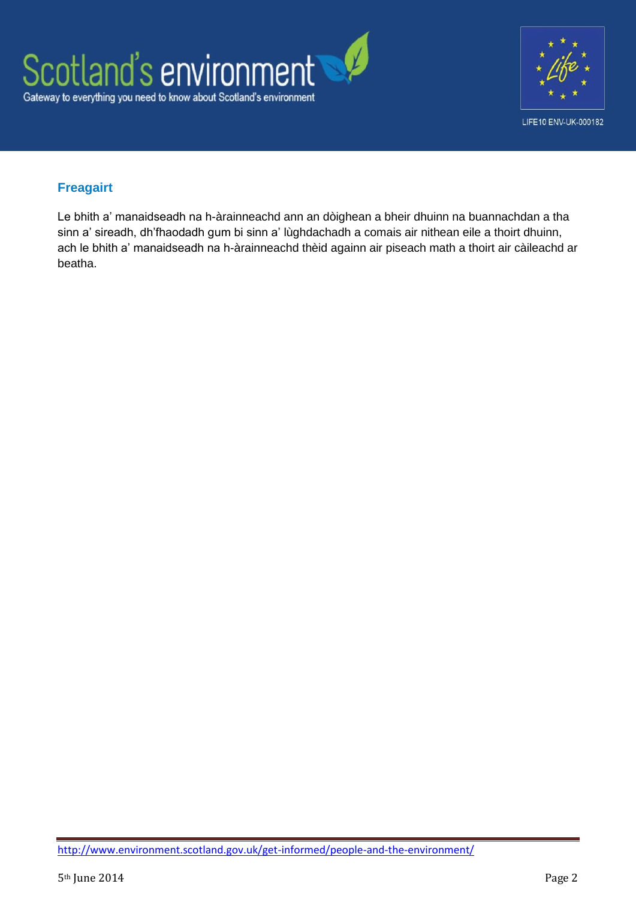### Freagairt

Le bhith a' manaidseadh na h-àrainneachd ann an dòighean a bheir dhuinn na buannachdan a tha sinn a' sireadh, dh'fhaodadh gum bi sinn a' lùghdachadh a comais air nithean eile a thoirt dhuinn, ach le bhith a' manaidseadh na h-àrainneachd thèid againn air piseach math a thoirt air càileachd ar beatha.